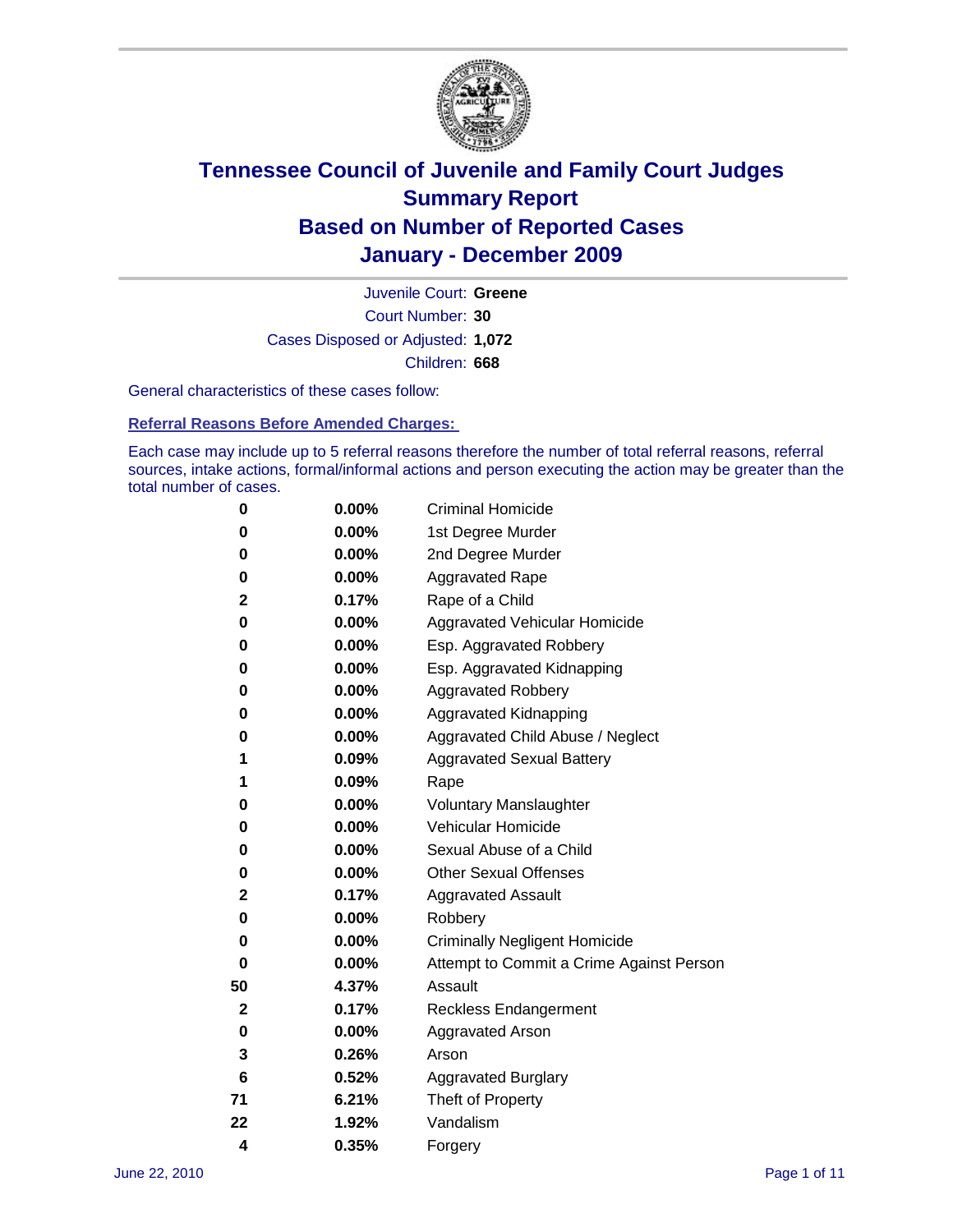# Tennessee Council of Juvenile and Family Court Judges
## Summary Report
## Based on Number of Reported Cases
## January - December 2009

Juvenile Court: **Greene**

Court Number: **30**

Cases Disposed or Adjusted: **1,072**

Children: **668**

General characteristics of these cases follow:

### Referral Reasons Before Amended Charges:

Each case may include up to 5 referral reasons therefore the number of total referral reasons, referral sources, intake actions, formal/informal actions and person executing the action may be greater than the total number of cases.

| Count | Percent | Referral Reason |
|---|---|---|
| 0 | 0.00% | Criminal Homicide |
| 0 | 0.00% | 1st Degree Murder |
| 0 | 0.00% | 2nd Degree Murder |
| 0 | 0.00% | Aggravated Rape |
| 2 | 0.17% | Rape of a Child |
| 0 | 0.00% | Aggravated Vehicular Homicide |
| 0 | 0.00% | Esp. Aggravated Robbery |
| 0 | 0.00% | Esp. Aggravated Kidnapping |
| 0 | 0.00% | Aggravated Robbery |
| 0 | 0.00% | Aggravated Kidnapping |
| 0 | 0.00% | Aggravated Child Abuse / Neglect |
| 1 | 0.09% | Aggravated Sexual Battery |
| 1 | 0.09% | Rape |
| 0 | 0.00% | Voluntary Manslaughter |
| 0 | 0.00% | Vehicular Homicide |
| 0 | 0.00% | Sexual Abuse of a Child |
| 0 | 0.00% | Other Sexual Offenses |
| 2 | 0.17% | Aggravated Assault |
| 0 | 0.00% | Robbery |
| 0 | 0.00% | Criminally Negligent Homicide |
| 0 | 0.00% | Attempt to Commit a Crime Against Person |
| 50 | 4.37% | Assault |
| 2 | 0.17% | Reckless Endangerment |
| 0 | 0.00% | Aggravated Arson |
| 3 | 0.26% | Arson |
| 6 | 0.52% | Aggravated Burglary |
| 71 | 6.21% | Theft of Property |
| 22 | 1.92% | Vandalism |
| 4 | 0.35% | Forgery |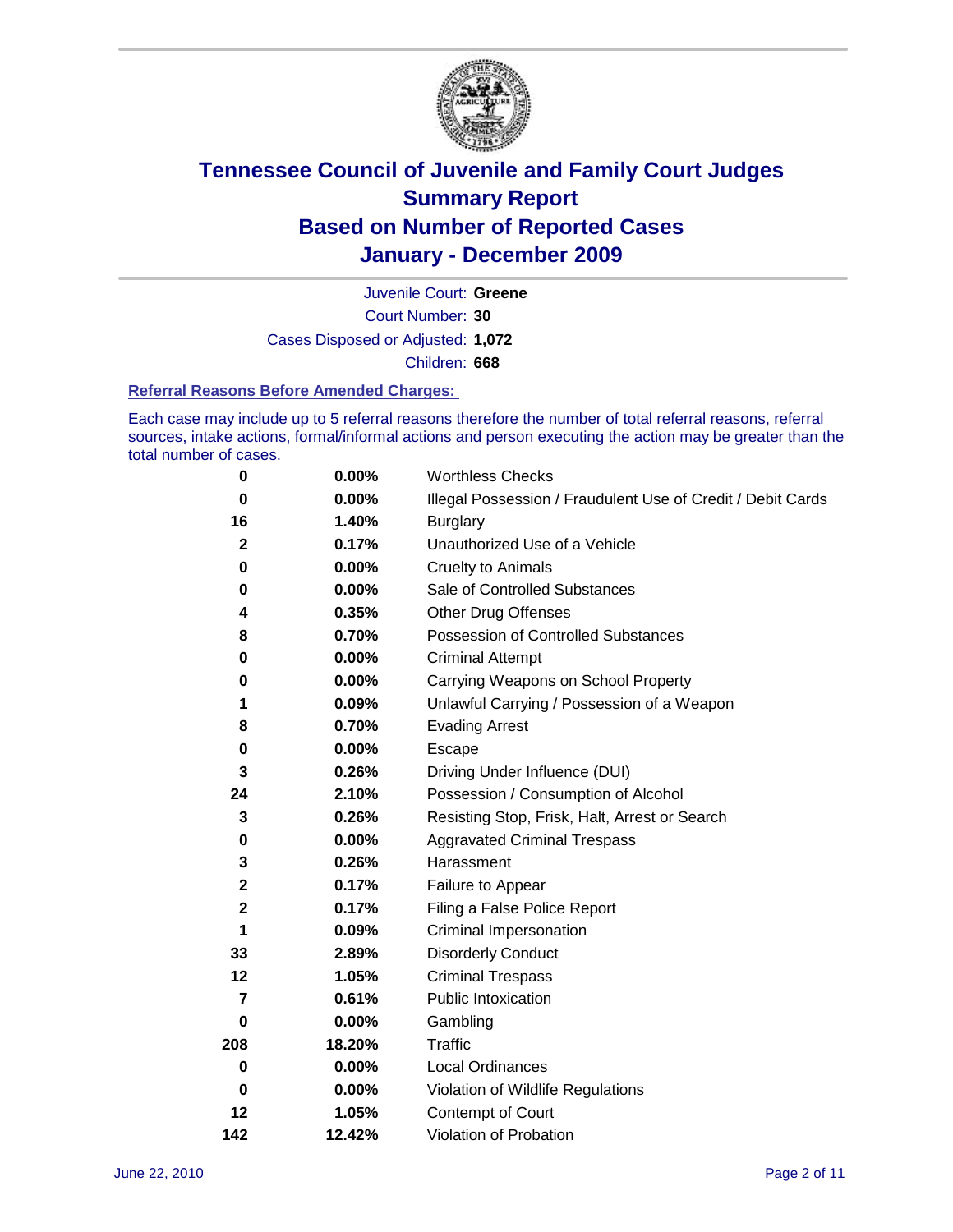# Tennessee Council of Juvenile and Family Court Judges
# Summary Report
# Based on Number of Reported Cases
# January - December 2009

Juvenile Court: **Greene**

Court Number: **30**

Cases Disposed or Adjusted: **1,072**

Children: **668**

### Referral Reasons Before Amended Charges:

Each case may include up to 5 referral reasons therefore the number of total referral reasons, referral sources, intake actions, formal/informal actions and person executing the action may be greater than the total number of cases.

| | | |
|---|---|---|
| **0** | **0.00%** | Worthless Checks |
| **0** | **0.00%** | Illegal Possession / Fraudulent Use of Credit / Debit Cards |
| **16** | **1.40%** | Burglary |
| **2** | **0.17%** | Unauthorized Use of a Vehicle |
| **0** | **0.00%** | Cruelty to Animals |
| **0** | **0.00%** | Sale of Controlled Substances |
| **4** | **0.35%** | Other Drug Offenses |
| **8** | **0.70%** | Possession of Controlled Substances |
| **0** | **0.00%** | Criminal Attempt |
| **0** | **0.00%** | Carrying Weapons on School Property |
| **1** | **0.09%** | Unlawful Carrying / Possession of a Weapon |
| **8** | **0.70%** | Evading Arrest |
| **0** | **0.00%** | Escape |
| **3** | **0.26%** | Driving Under Influence (DUI) |
| **24** | **2.10%** | Possession / Consumption of Alcohol |
| **3** | **0.26%** | Resisting Stop, Frisk, Halt, Arrest or Search |
| **0** | **0.00%** | Aggravated Criminal Trespass |
| **3** | **0.26%** | Harassment |
| **2** | **0.17%** | Failure to Appear |
| **2** | **0.17%** | Filing a False Police Report |
| **1** | **0.09%** | Criminal Impersonation |
| **33** | **2.89%** | Disorderly Conduct |
| **12** | **1.05%** | Criminal Trespass |
| **7** | **0.61%** | Public Intoxication |
| **0** | **0.00%** | Gambling |
| **208** | **18.20%** | Traffic |
| **0** | **0.00%** | Local Ordinances |
| **0** | **0.00%** | Violation of Wildlife Regulations |
| **12** | **1.05%** | Contempt of Court |
| **142** | **12.42%** | Violation of Probation |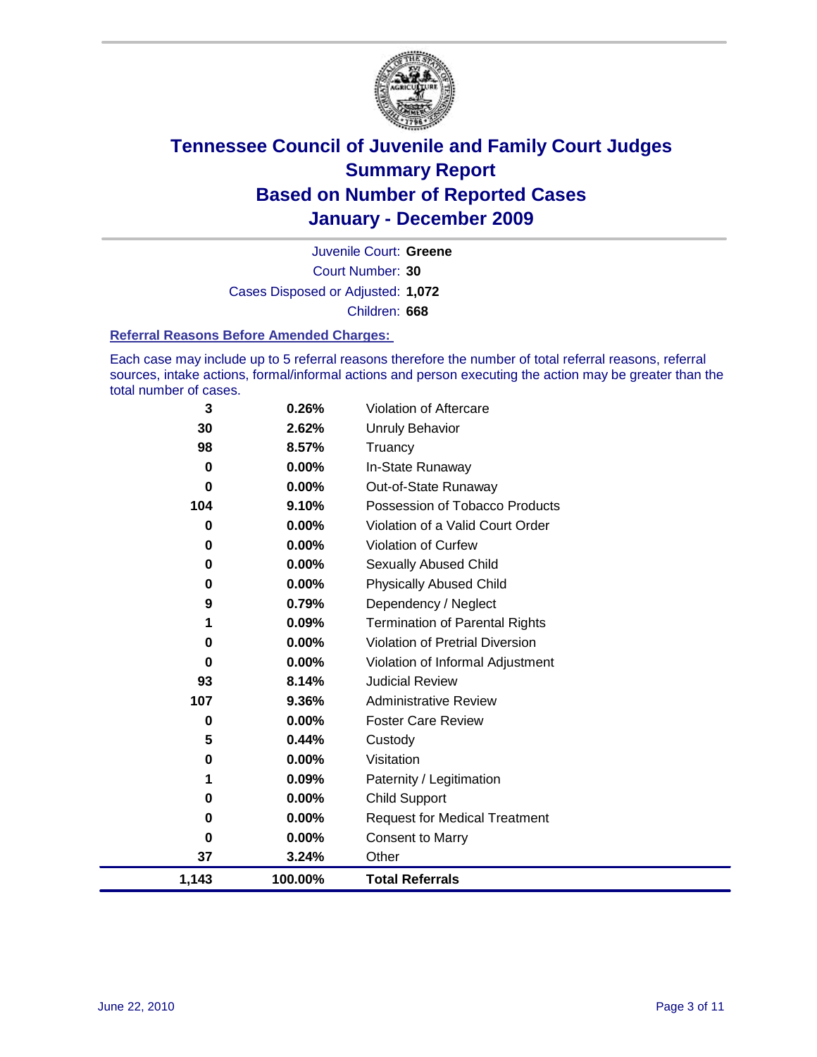# Tennessee Council of Juvenile and Family Court Judges
## Summary Report
## Based on Number of Reported Cases
## January - December 2009

Juvenile Court: **Greene**
Court Number: **30**
Cases Disposed or Adjusted: **1,072**
Children: **668**

### Referral Reasons Before Amended Charges:

Each case may include up to 5 referral reasons therefore the number of total referral reasons, referral sources, intake actions, formal/informal actions and person executing the action may be greater than the total number of cases.

| Count | Percent | Referral Reason |
|---|---|---|
| 3 | 0.26% | Violation of Aftercare |
| 30 | 2.62% | Unruly Behavior |
| 98 | 8.57% | Truancy |
| 0 | 0.00% | In-State Runaway |
| 0 | 0.00% | Out-of-State Runaway |
| 104 | 9.10% | Possession of Tobacco Products |
| 0 | 0.00% | Violation of a Valid Court Order |
| 0 | 0.00% | Violation of Curfew |
| 0 | 0.00% | Sexually Abused Child |
| 0 | 0.00% | Physically Abused Child |
| 9 | 0.79% | Dependency / Neglect |
| 1 | 0.09% | Termination of Parental Rights |
| 0 | 0.00% | Violation of Pretrial Diversion |
| 0 | 0.00% | Violation of Informal Adjustment |
| 93 | 8.14% | Judicial Review |
| 107 | 9.36% | Administrative Review |
| 0 | 0.00% | Foster Care Review |
| 5 | 0.44% | Custody |
| 0 | 0.00% | Visitation |
| 1 | 0.09% | Paternity / Legitimation |
| 0 | 0.00% | Child Support |
| 0 | 0.00% | Request for Medical Treatment |
| 0 | 0.00% | Consent to Marry |
| 37 | 3.24% | Other |
| **1,143** | **100.00%** | **Total Referrals** |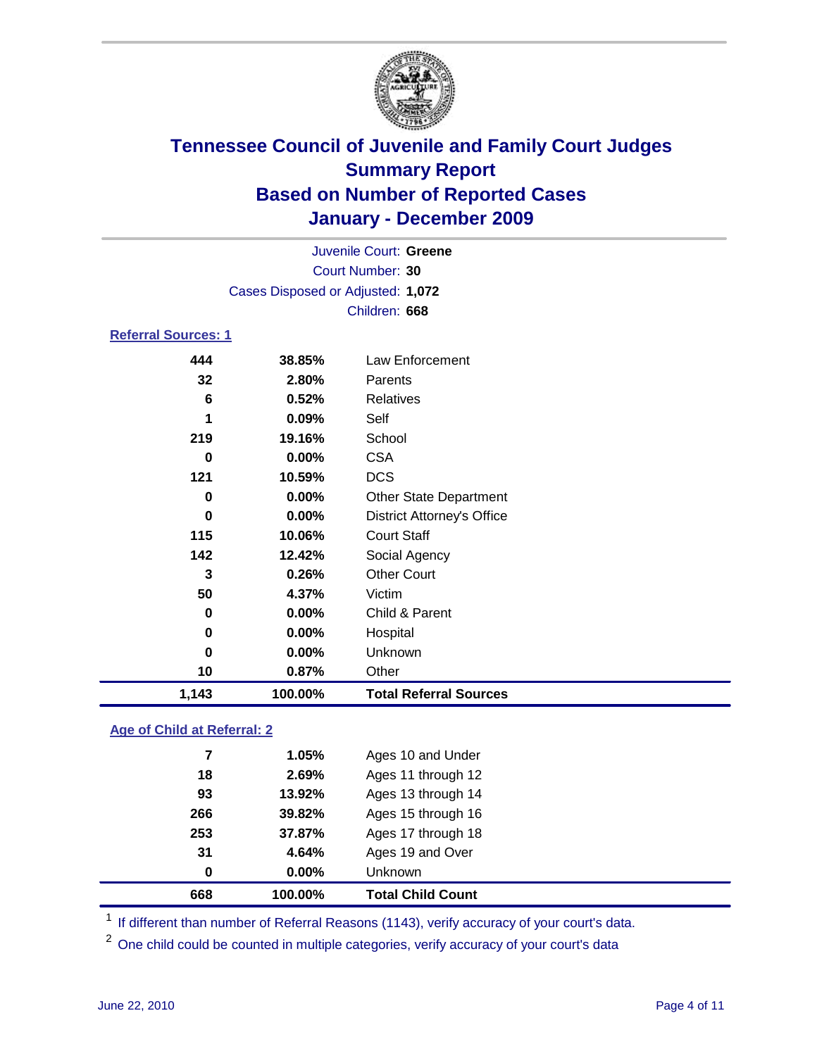# Tennessee Council of Juvenile and Family Court Judges
## Summary Report
## Based on Number of Reported Cases
## January - December 2009

Juvenile Court: **Greene**
Court Number: **30**
Cases Disposed or Adjusted: **1,072**
Children: **668**

### Referral Sources: 1

| | | |
|---|---|---|
| 444 | 38.85% | Law Enforcement |
| 32 | 2.80% | Parents |
| 6 | 0.52% | Relatives |
| 1 | 0.09% | Self |
| 219 | 19.16% | School |
| 0 | 0.00% | CSA |
| 121 | 10.59% | DCS |
| 0 | 0.00% | Other State Department |
| 0 | 0.00% | District Attorney's Office |
| 115 | 10.06% | Court Staff |
| 142 | 12.42% | Social Agency |
| 3 | 0.26% | Other Court |
| 50 | 4.37% | Victim |
| 0 | 0.00% | Child & Parent |
| 0 | 0.00% | Hospital |
| 0 | 0.00% | Unknown |
| 10 | 0.87% | Other |
| **1,143** | **100.00%** | **Total Referral Sources** |

### Age of Child at Referral: 2

| | | |
|---|---|---|
| 7 | 1.05% | Ages 10 and Under |
| 18 | 2.69% | Ages 11 through 12 |
| 93 | 13.92% | Ages 13 through 14 |
| 266 | 39.82% | Ages 15 through 16 |
| 253 | 37.87% | Ages 17 through 18 |
| 31 | 4.64% | Ages 19 and Over |
| 0 | 0.00% | Unknown |
| **668** | **100.00%** | **Total Child Count** |

[1] If different than number of Referral Reasons (1143), verify accuracy of your court's data.

[2] One child could be counted in multiple categories, verify accuracy of your court's data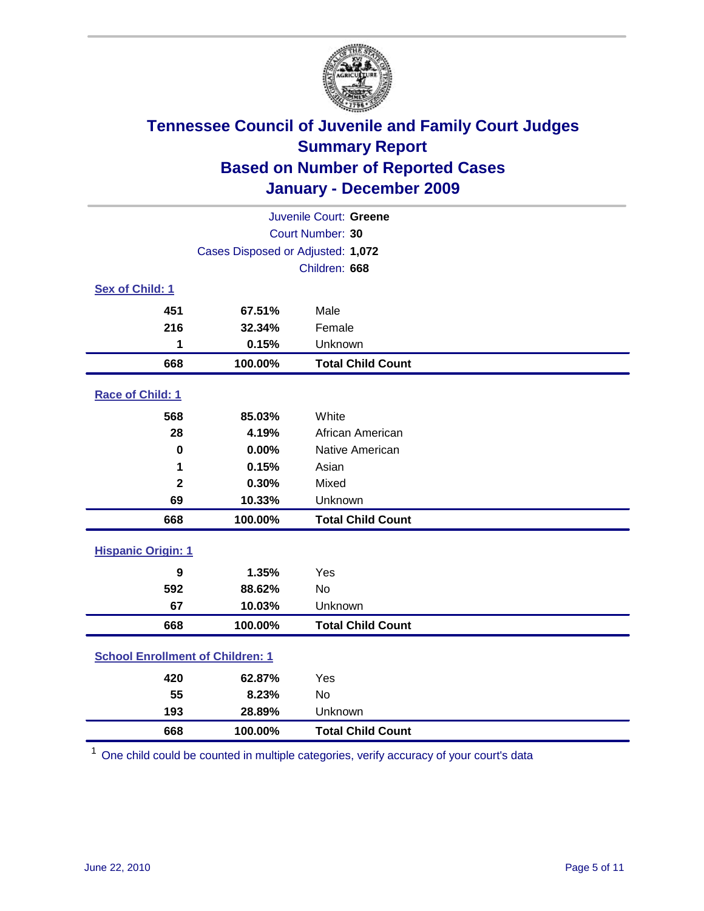# Tennessee Council of Juvenile and Family Court Judges
## Summary Report
## Based on Number of Reported Cases
## January - December 2009

Juvenile Court: **Greene**
Court Number: **30**
Cases Disposed or Adjusted: **1,072**
Children: **668**

### Sex of Child: 1

| | | |
|---|---|---|
| 451 | 67.51% | Male |
| 216 | 32.34% | Female |
| 1 | 0.15% | Unknown |
| **668** | **100.00%** | **Total Child Count** |

### Race of Child: 1

| | | |
|---|---|---|
| 568 | 85.03% | White |
| 28 | 4.19% | African American |
| 0 | 0.00% | Native American |
| 1 | 0.15% | Asian |
| 2 | 0.30% | Mixed |
| 69 | 10.33% | Unknown |
| **668** | **100.00%** | **Total Child Count** |

### Hispanic Origin: 1

| | | |
|---|---|---|
| 9 | 1.35% | Yes |
| 592 | 88.62% | No |
| 67 | 10.03% | Unknown |
| **668** | **100.00%** | **Total Child Count** |

### School Enrollment of Children: 1

| | | |
|---|---|---|
| 420 | 62.87% | Yes |
| 55 | 8.23% | No |
| 193 | 28.89% | Unknown |
| **668** | **100.00%** | **Total Child Count** |

[1] One child could be counted in multiple categories, verify accuracy of your court's data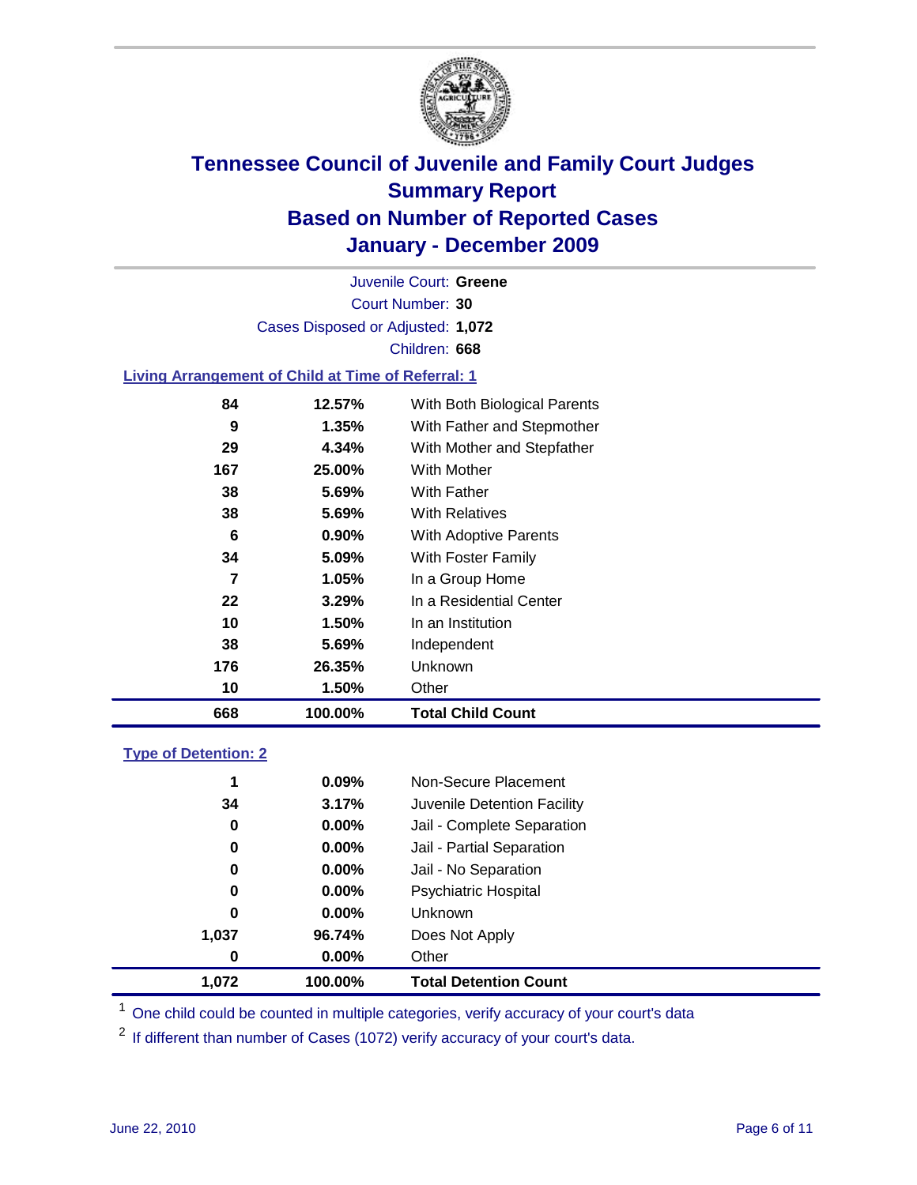# Tennessee Council of Juvenile and Family Court Judges
## Summary Report
## Based on Number of Reported Cases
## January - December 2009

Juvenile Court: **Greene**

Court Number: **30**

Cases Disposed or Adjusted: **1,072**

Children: **668**

### Living Arrangement of Child at Time of Referral: 1

| Count | Percent | Category |
|---|---|---|
| 84 | 12.57% | With Both Biological Parents |
| 9 | 1.35% | With Father and Stepmother |
| 29 | 4.34% | With Mother and Stepfather |
| 167 | 25.00% | With Mother |
| 38 | 5.69% | With Father |
| 38 | 5.69% | With Relatives |
| 6 | 0.90% | With Adoptive Parents |
| 34 | 5.09% | With Foster Family |
| 7 | 1.05% | In a Group Home |
| 22 | 3.29% | In a Residential Center |
| 10 | 1.50% | In an Institution |
| 38 | 5.69% | Independent |
| 176 | 26.35% | Unknown |
| 10 | 1.50% | Other |
| **668** | **100.00%** | **Total Child Count** |

### Type of Detention: 2

| Count | Percent | Category |
|---|---|---|
| 1 | 0.09% | Non-Secure Placement |
| 34 | 3.17% | Juvenile Detention Facility |
| 0 | 0.00% | Jail - Complete Separation |
| 0 | 0.00% | Jail - Partial Separation |
| 0 | 0.00% | Jail - No Separation |
| 0 | 0.00% | Psychiatric Hospital |
| 0 | 0.00% | Unknown |
| 1,037 | 96.74% | Does Not Apply |
| 0 | 0.00% | Other |
| **1,072** | **100.00%** | **Total Detention Count** |

[1] One child could be counted in multiple categories, verify accuracy of your court's data

[2] If different than number of Cases (1072) verify accuracy of your court's data.

June 22, 2010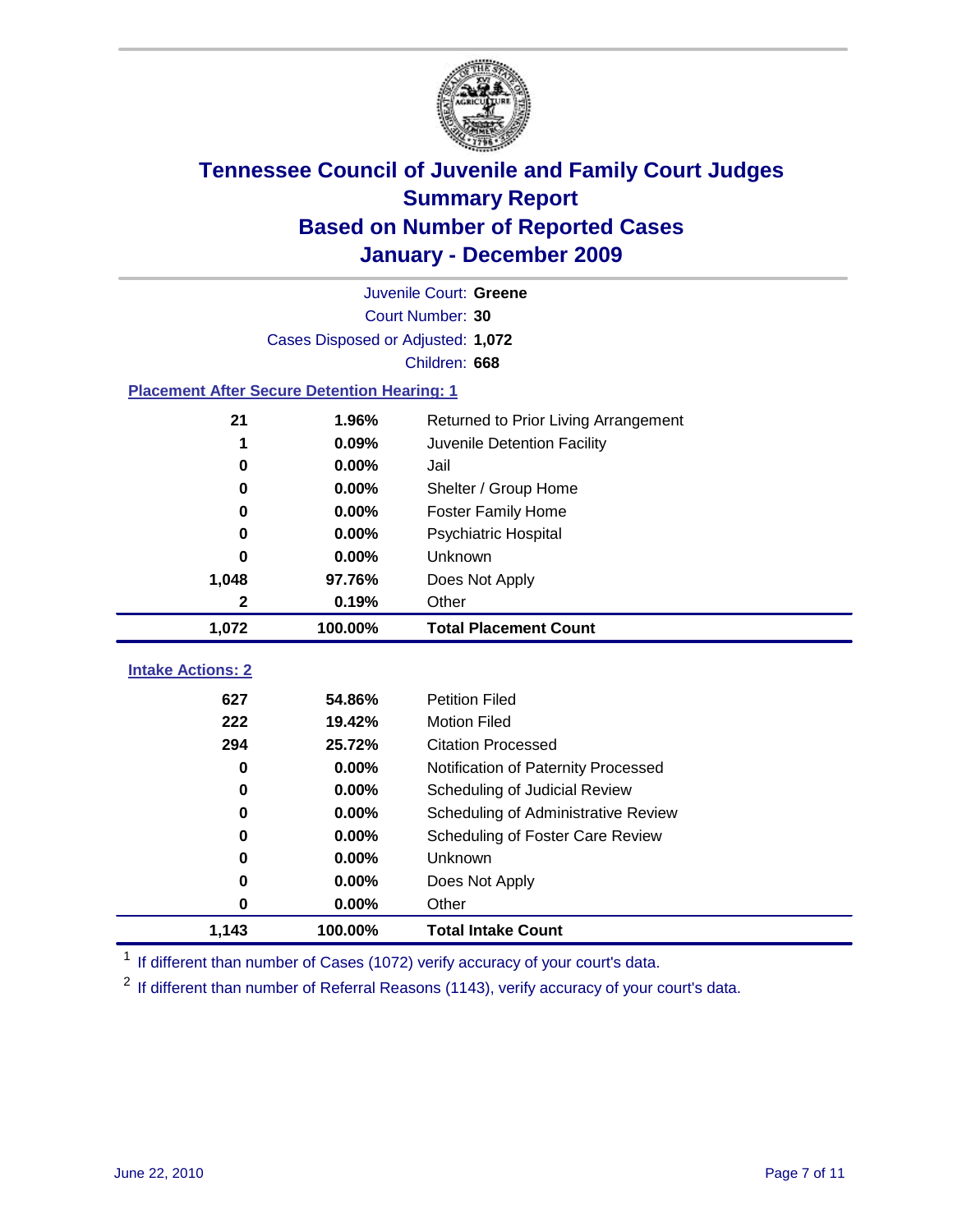# Tennessee Council of Juvenile and Family Court Judges
## Summary Report
## Based on Number of Reported Cases
## January - December 2009

Juvenile Court: **Greene**

Court Number: **30**

Cases Disposed or Adjusted: **1,072**

Children: **668**

### Placement After Secure Detention Hearing: 1

| | | |
|---|---|---|
| 21 | 1.96% | Returned to Prior Living Arrangement |
| 1 | 0.09% | Juvenile Detention Facility |
| 0 | 0.00% | Jail |
| 0 | 0.00% | Shelter / Group Home |
| 0 | 0.00% | Foster Family Home |
| 0 | 0.00% | Psychiatric Hospital |
| 0 | 0.00% | Unknown |
| 1,048 | 97.76% | Does Not Apply |
| 2 | 0.19% | Other |
| **1,072** | **100.00%** | **Total Placement Count** |

### Intake Actions: 2

| | | |
|---|---|---|
| 627 | 54.86% | Petition Filed |
| 222 | 19.42% | Motion Filed |
| 294 | 25.72% | Citation Processed |
| 0 | 0.00% | Notification of Paternity Processed |
| 0 | 0.00% | Scheduling of Judicial Review |
| 0 | 0.00% | Scheduling of Administrative Review |
| 0 | 0.00% | Scheduling of Foster Care Review |
| 0 | 0.00% | Unknown |
| 0 | 0.00% | Does Not Apply |
| 0 | 0.00% | Other |
| **1,143** | **100.00%** | **Total Intake Count** |

[1] If different than number of Cases (1072) verify accuracy of your court's data.

[2] If different than number of Referral Reasons (1143), verify accuracy of your court's data.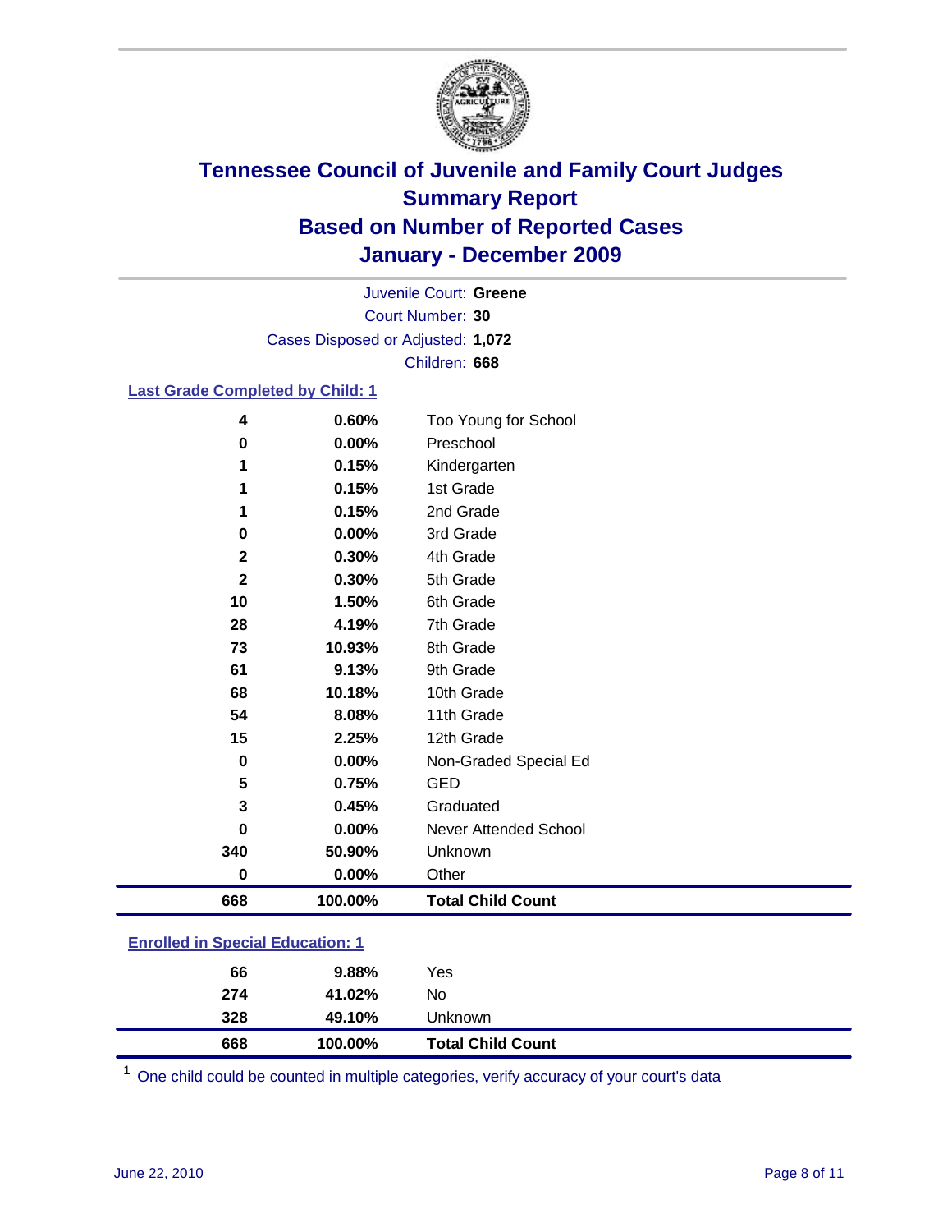# Tennessee Council of Juvenile and Family Court Judges
## Summary Report
## Based on Number of Reported Cases
## January - December 2009

Juvenile Court: **Greene**
Court Number: **30**
Cases Disposed or Adjusted: **1,072**
Children: **668**

### Last Grade Completed by Child: 1

| | | |
|---|---|---|
| 4 | 0.60% | Too Young for School |
| 0 | 0.00% | Preschool |
| 1 | 0.15% | Kindergarten |
| 1 | 0.15% | 1st Grade |
| 1 | 0.15% | 2nd Grade |
| 0 | 0.00% | 3rd Grade |
| 2 | 0.30% | 4th Grade |
| 2 | 0.30% | 5th Grade |
| 10 | 1.50% | 6th Grade |
| 28 | 4.19% | 7th Grade |
| 73 | 10.93% | 8th Grade |
| 61 | 9.13% | 9th Grade |
| 68 | 10.18% | 10th Grade |
| 54 | 8.08% | 11th Grade |
| 15 | 2.25% | 12th Grade |
| 0 | 0.00% | Non-Graded Special Ed |
| 5 | 0.75% | GED |
| 3 | 0.45% | Graduated |
| 0 | 0.00% | Never Attended School |
| 340 | 50.90% | Unknown |
| 0 | 0.00% | Other |
| **668** | **100.00%** | **Total Child Count** |

### Enrolled in Special Education: 1

| | | |
|---|---|---|
| 66 | 9.88% | Yes |
| 274 | 41.02% | No |
| 328 | 49.10% | Unknown |
| **668** | **100.00%** | **Total Child Count** |

[1] One child could be counted in multiple categories, verify accuracy of your court's data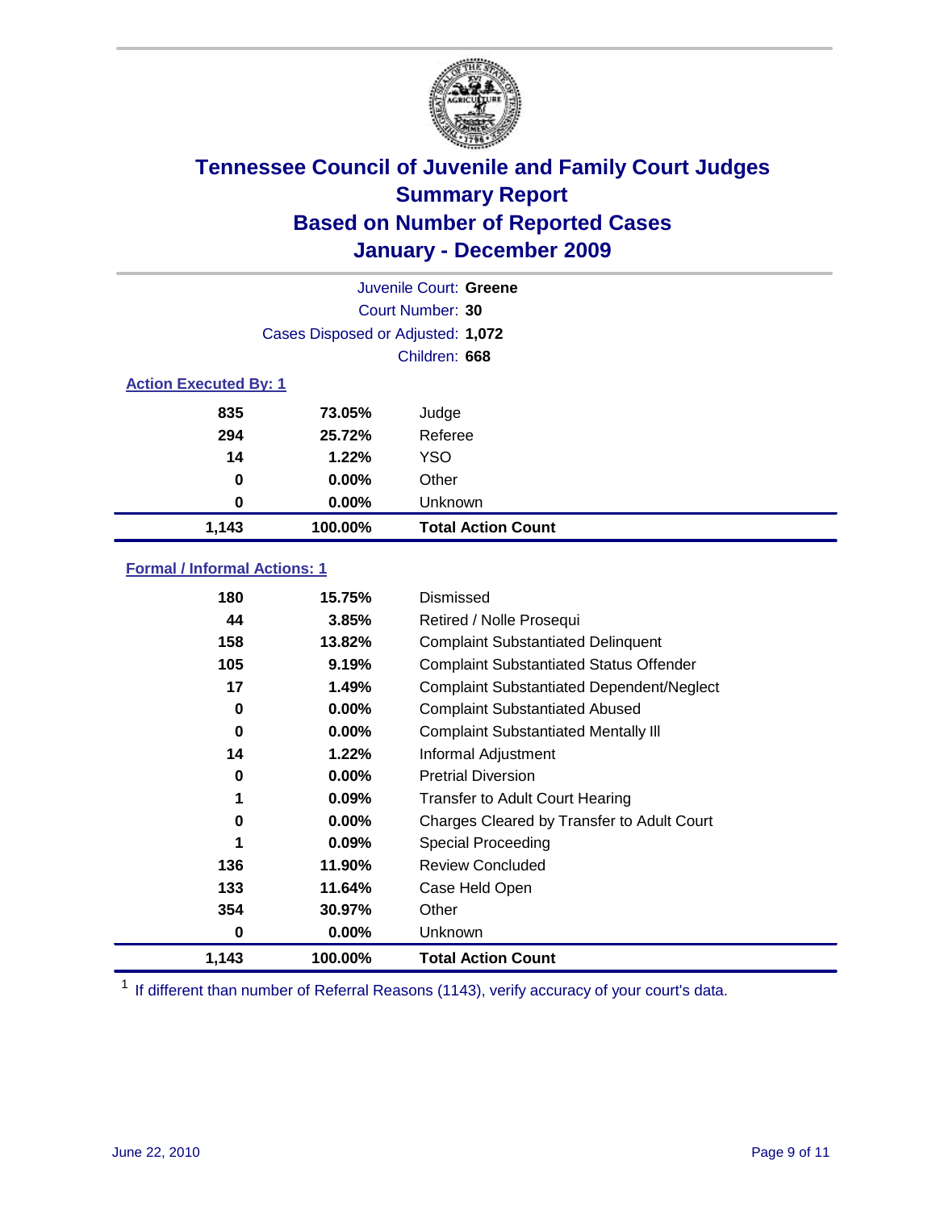# Tennessee Council of Juvenile and Family Court Judges
## Summary Report
## Based on Number of Reported Cases
## January - December 2009

Juvenile Court: **Greene**

Court Number: **30**

Cases Disposed or Adjusted: **1,072**

Children: **668**

### Action Executed By: 1

| | | |
|---|---|---|
| 835 | 73.05% | Judge |
| 294 | 25.72% | Referee |
| 14 | 1.22% | YSO |
| 0 | 0.00% | Other |
| 0 | 0.00% | Unknown |
| **1,143** | **100.00%** | **Total Action Count** |

### Formal / Informal Actions: 1

| | | |
|---|---|---|
| 180 | 15.75% | Dismissed |
| 44 | 3.85% | Retired / Nolle Prosequi |
| 158 | 13.82% | Complaint Substantiated Delinquent |
| 105 | 9.19% | Complaint Substantiated Status Offender |
| 17 | 1.49% | Complaint Substantiated Dependent/Neglect |
| 0 | 0.00% | Complaint Substantiated Abused |
| 0 | 0.00% | Complaint Substantiated Mentally Ill |
| 14 | 1.22% | Informal Adjustment |
| 0 | 0.00% | Pretrial Diversion |
| 1 | 0.09% | Transfer to Adult Court Hearing |
| 0 | 0.00% | Charges Cleared by Transfer to Adult Court |
| 1 | 0.09% | Special Proceeding |
| 136 | 11.90% | Review Concluded |
| 133 | 11.64% | Case Held Open |
| 354 | 30.97% | Other |
| 0 | 0.00% | Unknown |
| **1,143** | **100.00%** | **Total Action Count** |

[1] If different than number of Referral Reasons (1143), verify accuracy of your court's data.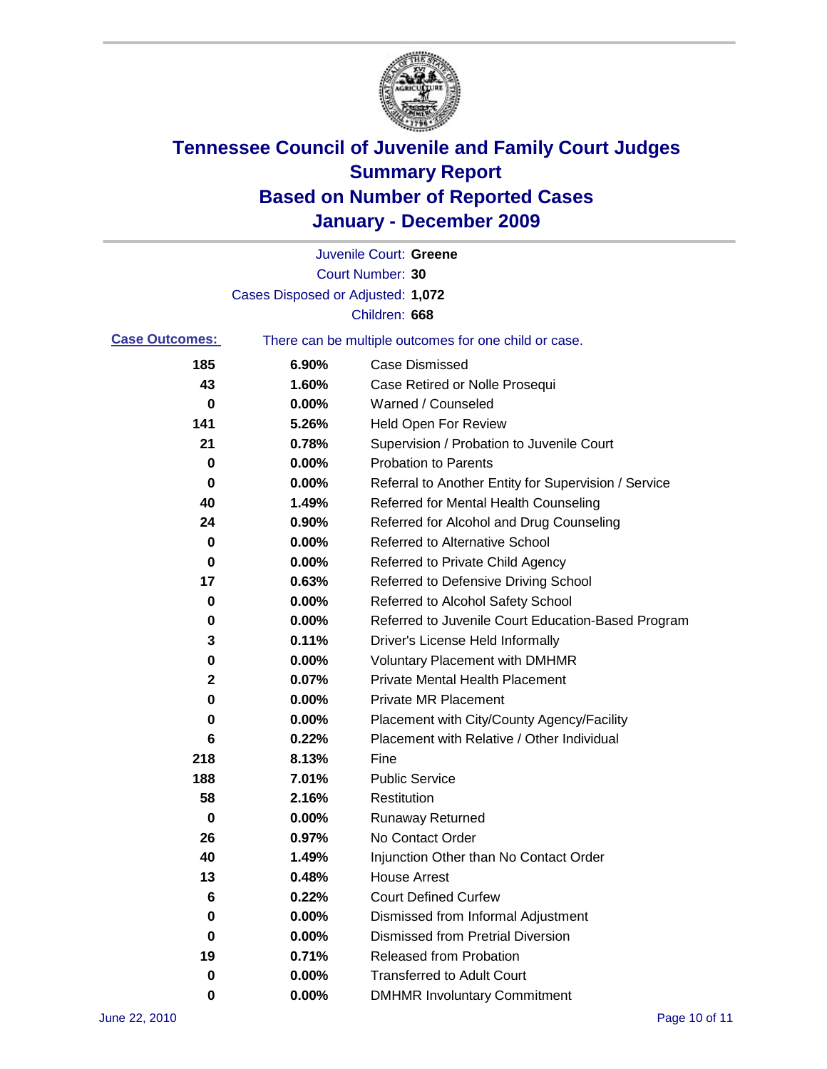# Tennessee Council of Juvenile and Family Court Judges
## Summary Report
## Based on Number of Reported Cases
## January - December 2009

Juvenile Court: **Greene**

Court Number: **30**

Cases Disposed or Adjusted: **1,072**

Children: **668**

**Case Outcomes:** There can be multiple outcomes for one child or case.

| Count | Percent | Outcome |
|---|---|---|
| 185 | 6.90% | Case Dismissed |
| 43 | 1.60% | Case Retired or Nolle Prosequi |
| 0 | 0.00% | Warned / Counseled |
| 141 | 5.26% | Held Open For Review |
| 21 | 0.78% | Supervision / Probation to Juvenile Court |
| 0 | 0.00% | Probation to Parents |
| 0 | 0.00% | Referral to Another Entity for Supervision / Service |
| 40 | 1.49% | Referred for Mental Health Counseling |
| 24 | 0.90% | Referred for Alcohol and Drug Counseling |
| 0 | 0.00% | Referred to Alternative School |
| 0 | 0.00% | Referred to Private Child Agency |
| 17 | 0.63% | Referred to Defensive Driving School |
| 0 | 0.00% | Referred to Alcohol Safety School |
| 0 | 0.00% | Referred to Juvenile Court Education-Based Program |
| 3 | 0.11% | Driver's License Held Informally |
| 0 | 0.00% | Voluntary Placement with DMHMR |
| 2 | 0.07% | Private Mental Health Placement |
| 0 | 0.00% | Private MR Placement |
| 0 | 0.00% | Placement with City/County Agency/Facility |
| 6 | 0.22% | Placement with Relative / Other Individual |
| 218 | 8.13% | Fine |
| 188 | 7.01% | Public Service |
| 58 | 2.16% | Restitution |
| 0 | 0.00% | Runaway Returned |
| 26 | 0.97% | No Contact Order |
| 40 | 1.49% | Injunction Other than No Contact Order |
| 13 | 0.48% | House Arrest |
| 6 | 0.22% | Court Defined Curfew |
| 0 | 0.00% | Dismissed from Informal Adjustment |
| 0 | 0.00% | Dismissed from Pretrial Diversion |
| 19 | 0.71% | Released from Probation |
| 0 | 0.00% | Transferred to Adult Court |
| 0 | 0.00% | DMHMR Involuntary Commitment |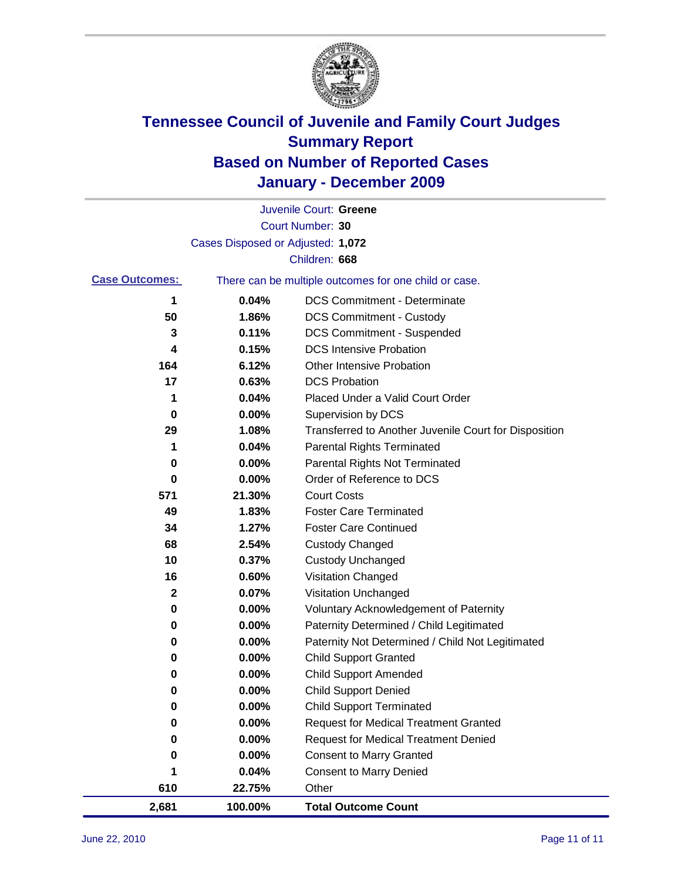# Tennessee Council of Juvenile and Family Court Judges
## Summary Report
## Based on Number of Reported Cases
## January - December 2009

Juvenile Court: **Greene**

Court Number: **30**

Cases Disposed or Adjusted: **1,072**

Children: **668**

**Case Outcomes:** There can be multiple outcomes for one child or case.

| | | |
|---|---|---|
| 1 | 0.04% | DCS Commitment - Determinate |
| 50 | 1.86% | DCS Commitment - Custody |
| 3 | 0.11% | DCS Commitment - Suspended |
| 4 | 0.15% | DCS Intensive Probation |
| 164 | 6.12% | Other Intensive Probation |
| 17 | 0.63% | DCS Probation |
| 1 | 0.04% | Placed Under a Valid Court Order |
| 0 | 0.00% | Supervision by DCS |
| 29 | 1.08% | Transferred to Another Juvenile Court for Disposition |
| 1 | 0.04% | Parental Rights Terminated |
| 0 | 0.00% | Parental Rights Not Terminated |
| 0 | 0.00% | Order of Reference to DCS |
| 571 | 21.30% | Court Costs |
| 49 | 1.83% | Foster Care Terminated |
| 34 | 1.27% | Foster Care Continued |
| 68 | 2.54% | Custody Changed |
| 10 | 0.37% | Custody Unchanged |
| 16 | 0.60% | Visitation Changed |
| 2 | 0.07% | Visitation Unchanged |
| 0 | 0.00% | Voluntary Acknowledgement of Paternity |
| 0 | 0.00% | Paternity Determined / Child Legitimated |
| 0 | 0.00% | Paternity Not Determined / Child Not Legitimated |
| 0 | 0.00% | Child Support Granted |
| 0 | 0.00% | Child Support Amended |
| 0 | 0.00% | Child Support Denied |
| 0 | 0.00% | Child Support Terminated |
| 0 | 0.00% | Request for Medical Treatment Granted |
| 0 | 0.00% | Request for Medical Treatment Denied |
| 0 | 0.00% | Consent to Marry Granted |
| 1 | 0.04% | Consent to Marry Denied |
| 610 | 22.75% | Other |
| **2,681** | **100.00%** | **Total Outcome Count** |

June 22, 2010